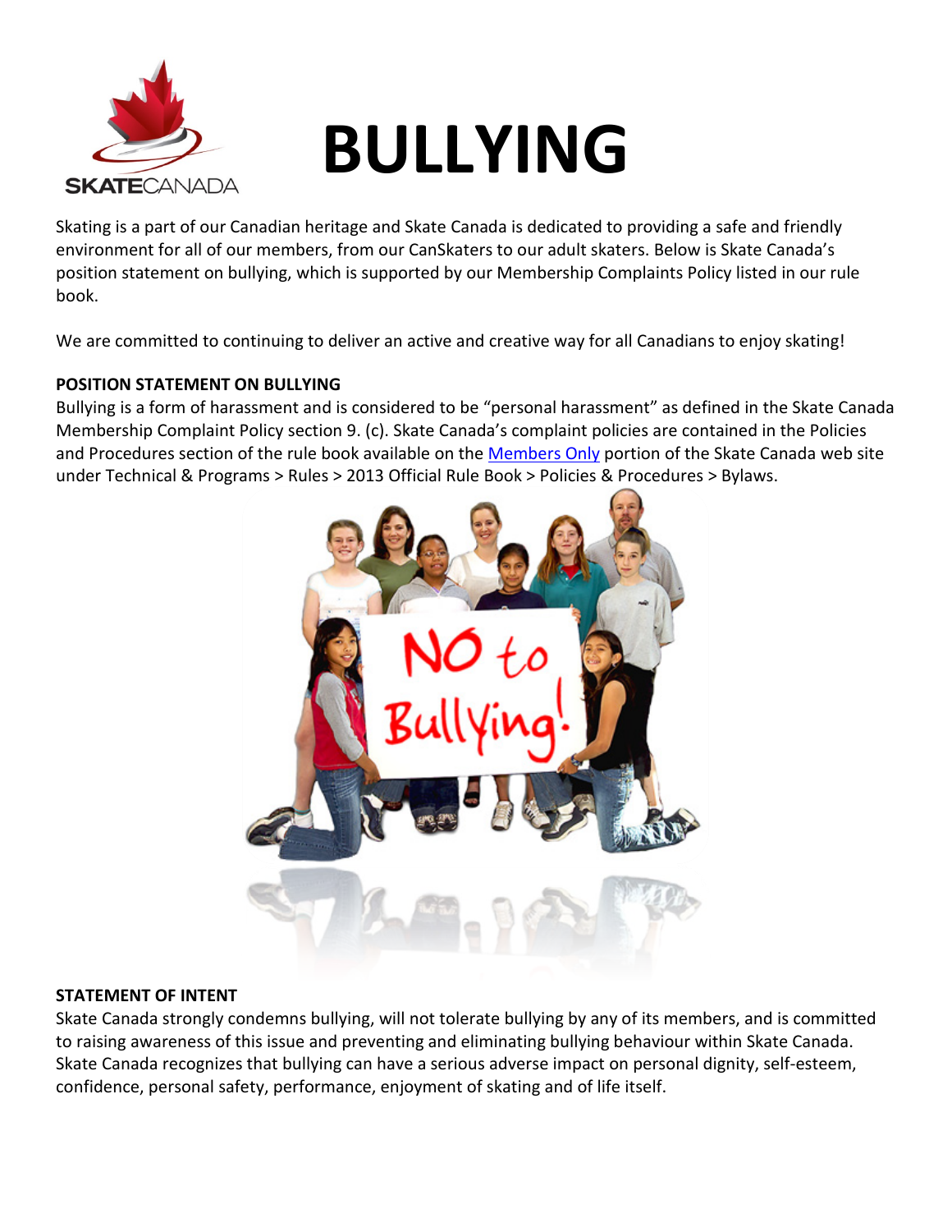# BULLYING

Skating is a part of our Canadian heritage and Skate Canada is dedicated to providing a safe and friendly environment for all of our members, from our CanSkaters to our adult skaters. Below is Skate Canada's position statement on bullying, which is supported by our Membership Complaints Policy listed in our rule book.

We are committed to continuing to deliver an active and creative way for all Canadians to enjoy skating!

**POSITION STATEMENT ON BULLYING**

Bullying is a form of harassment and is considered to be "personal harassment" as defined in the Skate Canada Membership Complaint Policy section 9. (c). Skate Canada's complaint policies are contained in the Policies and Procedures section of the rule book available on the Members Only portion of the Skate Canada web site under Technical & Programs > Rules > 2013 Official Rule Book > Policies & Procedures > Bylaws.

**STATEMENT OF INTENT**

Skate Canada strongly condemns bullying, will not tolerate bullying by any of its members, and is committed to raising awareness of this issue and preventing and eliminating bullying behaviour within Skate Canada. Skate Canada recognizes that bullying can have a serious adverse impact on personal dignity, self-esteem, confidence, personal safety, performance, enjoyment of skating and of life itself.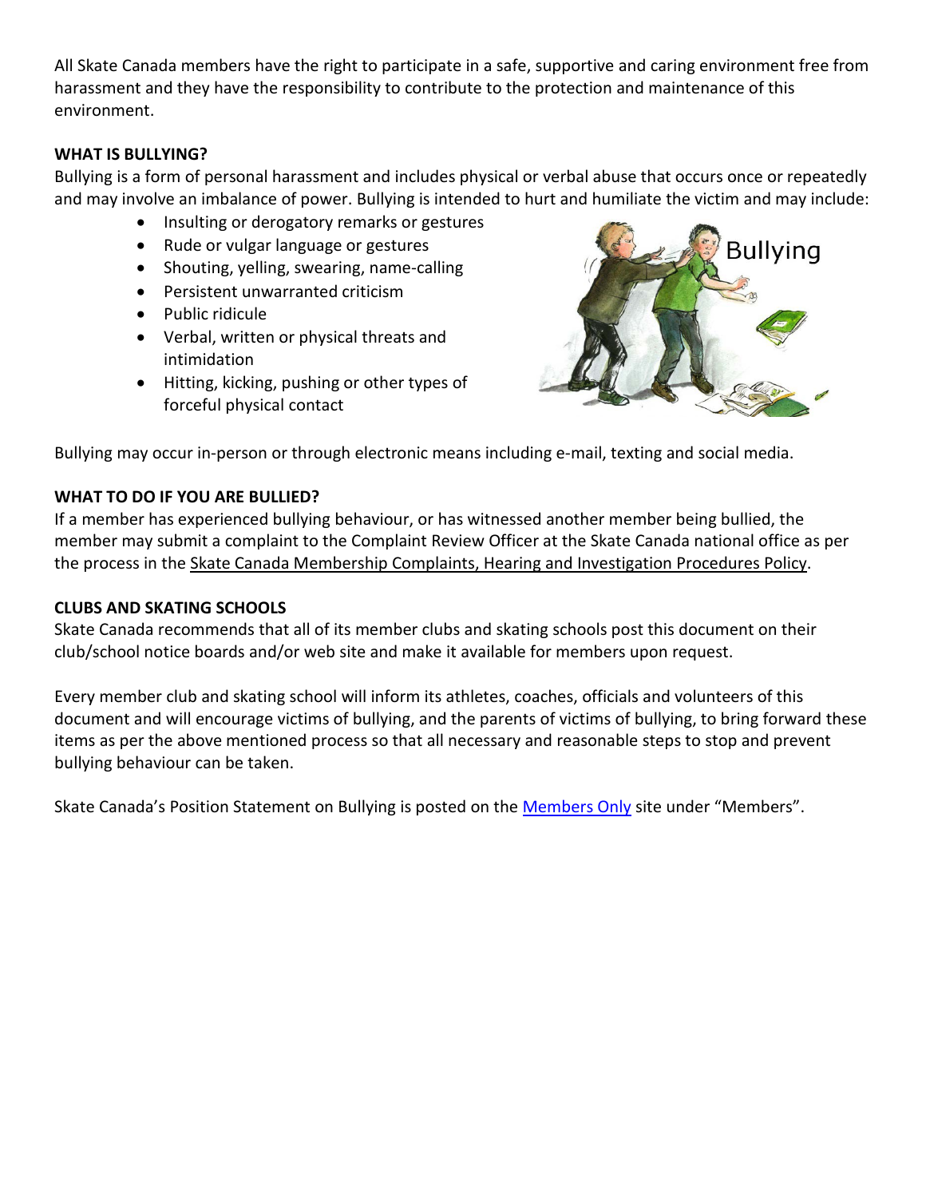All Skate Canada members have the right to participate in a safe, supportive and caring environment free from harassment and they have the responsibility to contribute to the protection and maintenance of this environment.

**WHAT IS BULLYING?**

Bullying is a form of personal harassment and includes physical or verbal abuse that occurs once or repeatedly and may involve an imbalance of power. Bullying is intended to hurt and humiliate the victim and may include:

- Insulting or derogatory remarks or gestures
- Rude or vulgar language or gestures
- Shouting, yelling, swearing, name-calling
- Persistent unwarranted criticism
- Public ridicule
- Verbal, written or physical threats and intimidation
- Hitting, kicking, pushing or other types of forceful physical contact

Bullying may occur in-person or through electronic means including e-mail, texting and social media.

**WHAT TO DO IF YOU ARE BULLIED?**

If a member has experienced bullying behaviour, or has witnessed another member being bullied, the member may submit a complaint to the Complaint Review Officer at the Skate Canada national office as per the process in the Skate Canada Membership Complaints, Hearing and Investigation Procedures Policy.

**CLUBS AND SKATING SCHOOLS**

Skate Canada recommends that all of its member clubs and skating schools post this document on their club/school notice boards and/or web site and make it available for members upon request.

Every member club and skating school will inform its athletes, coaches, officials and volunteers of this document and will encourage victims of bullying, and the parents of victims of bullying, to bring forward these items as per the above mentioned process so that all necessary and reasonable steps to stop and prevent bullying behaviour can be taken.

Skate Canada's Position Statement on Bullying is posted on the Members Only site under "Members".